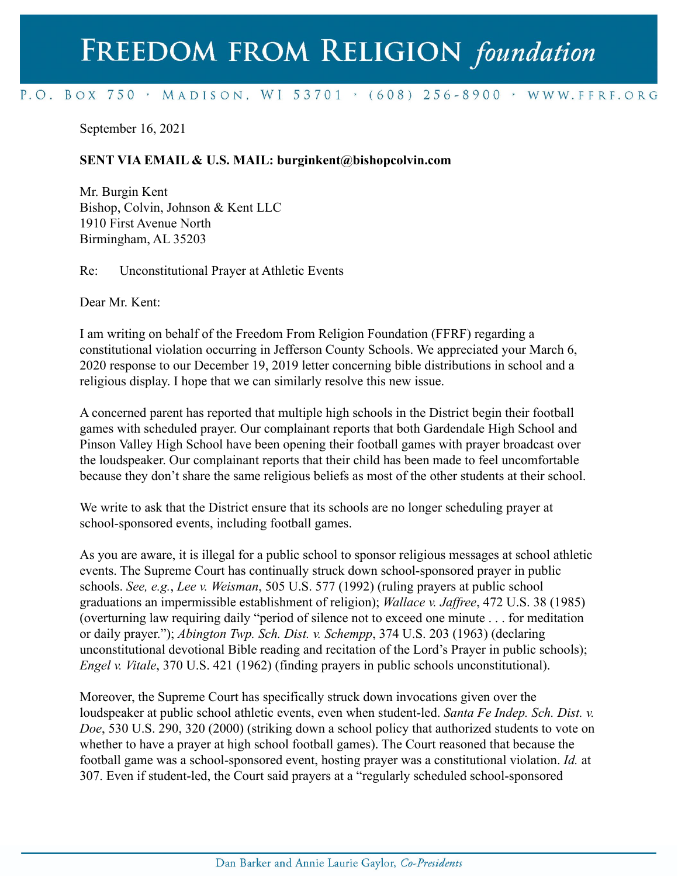# Freedom from Religion *foundation*

P.O. Box 750 · Madison, WI 53701 · (608) 256-8900 · www.ffrf.org

September 16, 2021

**SENT VIA EMAIL & U.S. MAIL: burginkent@bishopcolvin.com**

Mr. Burgin Kent
Bishop, Colvin, Johnson & Kent LLC
1910 First Avenue North
Birmingham, AL 35203

Re: Unconstitutional Prayer at Athletic Events

Dear Mr. Kent:

I am writing on behalf of the Freedom From Religion Foundation (FFRF) regarding a constitutional violation occurring in Jefferson County Schools. We appreciated your March 6, 2020 response to our December 19, 2019 letter concerning bible distributions in school and a religious display. I hope that we can similarly resolve this new issue.

A concerned parent has reported that multiple high schools in the District begin their football games with scheduled prayer. Our complainant reports that both Gardendale High School and Pinson Valley High School have been opening their football games with prayer broadcast over the loudspeaker. Our complainant reports that their child has been made to feel uncomfortable because they don't share the same religious beliefs as most of the other students at their school.

We write to ask that the District ensure that its schools are no longer scheduling prayer at school-sponsored events, including football games.

As you are aware, it is illegal for a public school to sponsor religious messages at school athletic events. The Supreme Court has continually struck down school-sponsored prayer in public schools. *See, e.g.*, *Lee v. Weisman*, 505 U.S. 577 (1992) (ruling prayers at public school graduations an impermissible establishment of religion); *Wallace v. Jaffree*, 472 U.S. 38 (1985) (overturning law requiring daily "period of silence not to exceed one minute . . . for meditation or daily prayer."); *Abington Twp. Sch. Dist. v. Schempp*, 374 U.S. 203 (1963) (declaring unconstitutional devotional Bible reading and recitation of the Lord's Prayer in public schools); *Engel v. Vitale*, 370 U.S. 421 (1962) (finding prayers in public schools unconstitutional).

Moreover, the Supreme Court has specifically struck down invocations given over the loudspeaker at public school athletic events, even when student-led. *Santa Fe Indep. Sch. Dist. v. Doe*, 530 U.S. 290, 320 (2000) (striking down a school policy that authorized students to vote on whether to have a prayer at high school football games). The Court reasoned that because the football game was a school-sponsored event, hosting prayer was a constitutional violation. *Id.* at 307. Even if student-led, the Court said prayers at a "regularly scheduled school-sponsored

Dan Barker and Annie Laurie Gaylor, *Co-Presidents*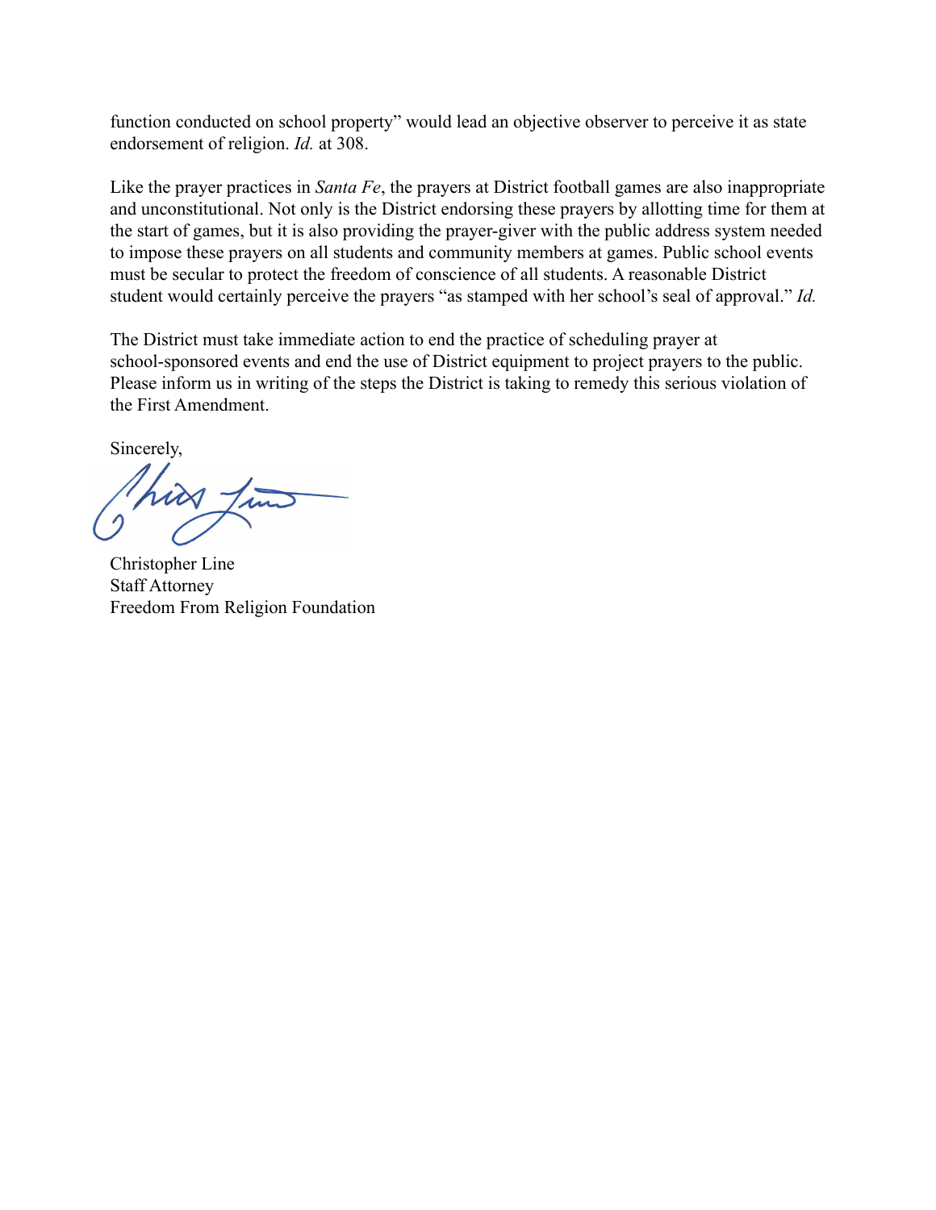function conducted on school property" would lead an objective observer to perceive it as state endorsement of religion. *Id.* at 308.

Like the prayer practices in *Santa Fe*, the prayers at District football games are also inappropriate and unconstitutional. Not only is the District endorsing these prayers by allotting time for them at the start of games, but it is also providing the prayer-giver with the public address system needed to impose these prayers on all students and community members at games. Public school events must be secular to protect the freedom of conscience of all students. A reasonable District student would certainly perceive the prayers "as stamped with her school's seal of approval." *Id.*

The District must take immediate action to end the practice of scheduling prayer at school-sponsored events and end the use of District equipment to project prayers to the public. Please inform us in writing of the steps the District is taking to remedy this serious violation of the First Amendment.

Sincerely,

Christopher Line
Staff Attorney
Freedom From Religion Foundation